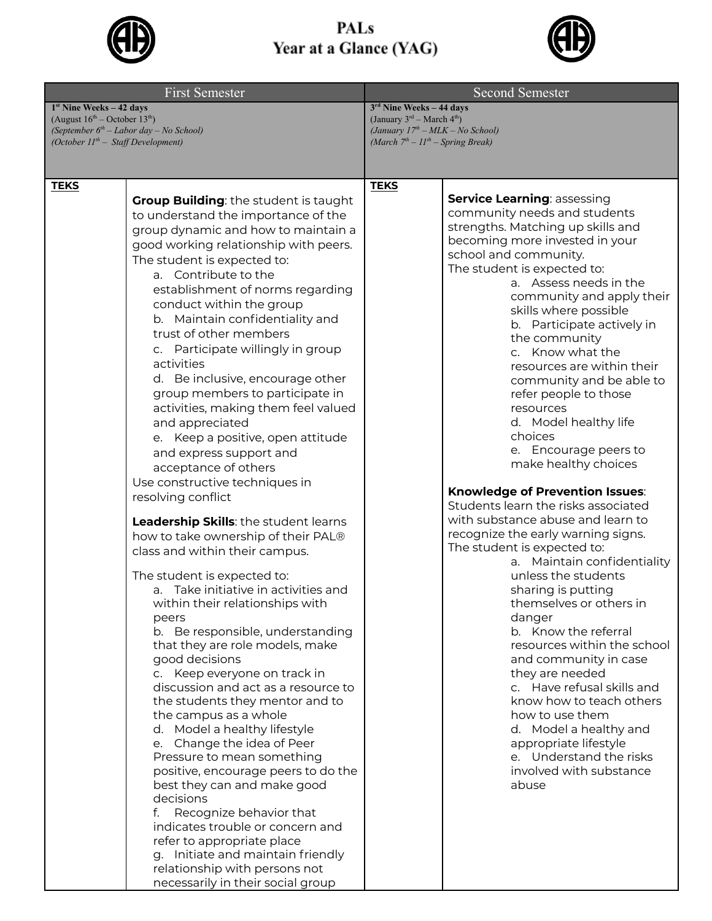# PALs
# Year at a Glance (YAG)

<table>
<tr><th colspan="2">First Semester</th><th colspan="2">Second Semester</th></tr>
<tr><td colspan="2"><b>1st Nine Weeks – 42 days</b><br>(August 16th – October 13th)<br><i>(September 6th – Labor day – No School)</i><br><i>(October 11th – Staff Development)</i></td><td colspan="2"><b>3rd Nine Weeks – 44 days</b><br>(January 3rd – March 4th)<br><i>(January 17th – MLK – No School)</i><br><i>(March 7th – 11th – Spring Break)</i></td></tr>
<tr>
<td><b><u>TEKS</u></b></td>
<td><b>Group Building</b>: the student is taught to understand the importance of the group dynamic and how to maintain a good working relationship with peers.<br>The student is expected to:<br>a. Contribute to the establishment of norms regarding conduct within the group<br>b. Maintain confidentiality and trust of other members<br>c. Participate willingly in group activities<br>d. Be inclusive, encourage other group members to participate in activities, making them feel valued and appreciated<br>e. Keep a positive, open attitude and express support and acceptance of others<br>Use constructive techniques in resolving conflict<br><br><b>Leadership Skills</b>: the student learns how to take ownership of their PAL® class and within their campus.<br><br>The student is expected to:<br>a. Take initiative in activities and within their relationships with peers<br>b. Be responsible, understanding that they are role models, make good decisions<br>c. Keep everyone on track in discussion and act as a resource to the students they mentor and to the campus as a whole<br>d. Model a healthy lifestyle<br>e. Change the idea of Peer Pressure to mean something positive, encourage peers to do the best they can and make good decisions<br>f. Recognize behavior that indicates trouble or concern and refer to appropriate place<br>g. Initiate and maintain friendly relationship with persons not necessarily in their social group</td>
<td><b><u>TEKS</u></b></td>
<td><b>Service Learning</b>: assessing community needs and students strengths. Matching up skills and becoming more invested in your school and community.<br>The student is expected to:<br>a. Assess needs in the community and apply their skills where possible<br>b. Participate actively in the community<br>c. Know what the resources are within their community and be able to refer people to those resources<br>d. Model healthy life choices<br>e. Encourage peers to make healthy choices<br><br><b>Knowledge of Prevention Issues</b>: Students learn the risks associated with substance abuse and learn to recognize the early warning signs.<br>The student is expected to:<br>a. Maintain confidentiality unless the students sharing is putting themselves or others in danger<br>b. Know the referral resources within the school and community in case they are needed<br>c. Have refusal skills and know how to teach others how to use them<br>d. Model a healthy and appropriate lifestyle<br>e. Understand the risks involved with substance abuse</td>
</tr>
</table>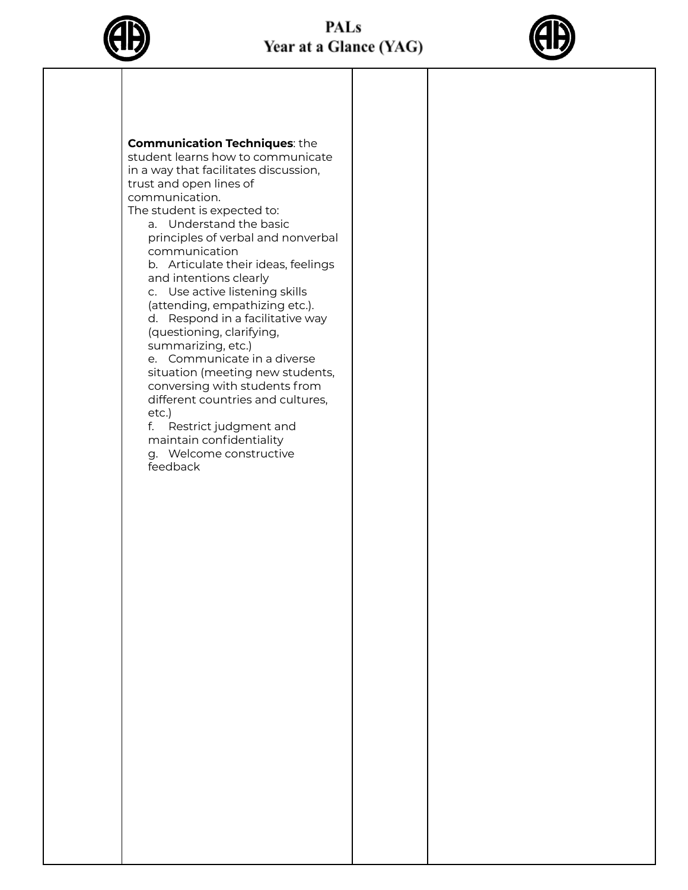| | | | |
|---|---|---|---|
| | **Communication Techniques**: the student learns how to communicate in a way that facilitates discussion, trust and open lines of communication.<br>The student is expected to:<br>a. Understand the basic principles of verbal and nonverbal communication<br>b. Articulate their ideas, feelings and intentions clearly<br>c. Use active listening skills (attending, empathizing etc.).<br>d. Respond in a facilitative way (questioning, clarifying, summarizing, etc.)<br>e. Communicate in a diverse situation (meeting new students, conversing with students from different countries and cultures, etc.)<br>f. Restrict judgment and maintain confidentiality<br>g. Welcome constructive feedback | | |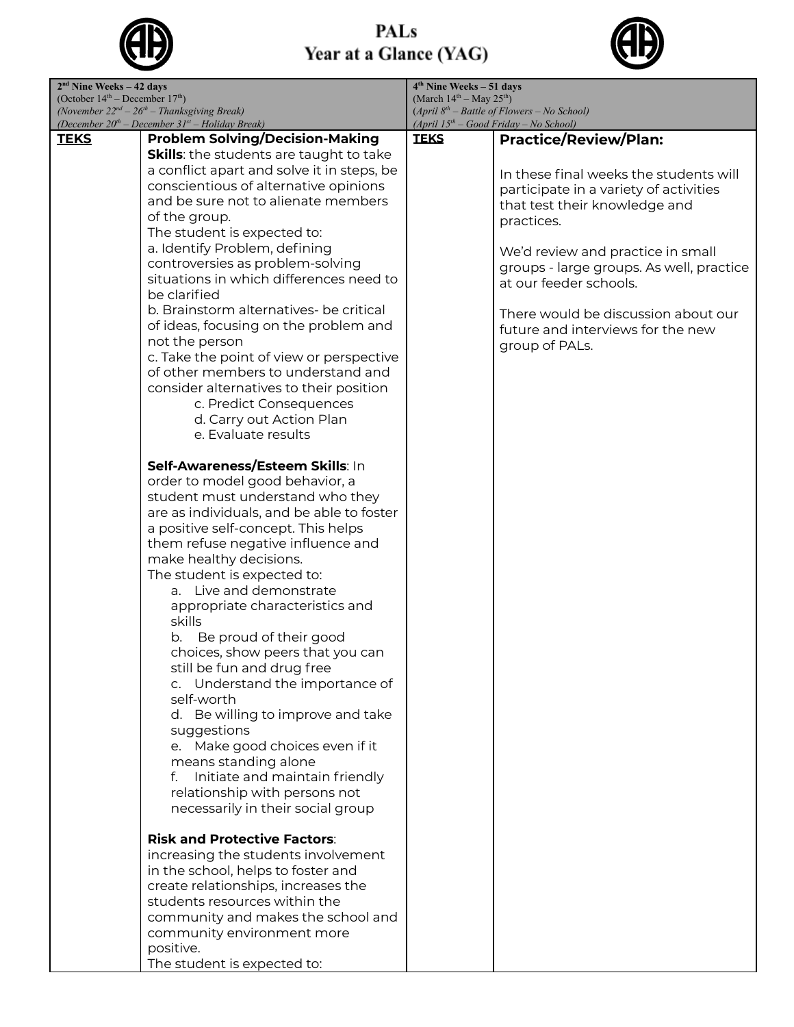# PALs Year at a Glance (YAG)

| **2nd Nine Weeks – 42 days** (October 14th – December 17th) *(November 22nd – 26th – Thanksgiving Break)* *(December 20th – December 31st – Holiday Break)* | | **4th Nine Weeks – 51 days** (March 14th – May 25th) *(April 8th – Battle of Flowers – No School)* *(April 15th – Good Friday – No School)* | |
|---|---|---|---|
| **TEKS** | **Problem Solving/Decision-Making Skills**: the students are taught to take a conflict apart and solve it in steps, be conscientious of alternative opinions and be sure not to alienate members of the group.<br>The student is expected to:<br>a. Identify Problem, defining controversies as problem-solving situations in which differences need to be clarified<br>b. Brainstorm alternatives- be critical of ideas, focusing on the problem and not the person<br>c. Take the point of view or perspective of other members to understand and consider alternatives to their position<br>c. Predict Consequences<br>d. Carry out Action Plan<br>e. Evaluate results<br><br>**Self-Awareness/Esteem Skills**: In order to model good behavior, a student must understand who they are as individuals, and be able to foster a positive self-concept. This helps them refuse negative influence and make healthy decisions.<br>The student is expected to:<br>a. Live and demonstrate appropriate characteristics and skills<br>b. Be proud of their good choices, show peers that you can still be fun and drug free<br>c. Understand the importance of self-worth<br>d. Be willing to improve and take suggestions<br>e. Make good choices even if it means standing alone<br>f. Initiate and maintain friendly relationship with persons not necessarily in their social group<br><br>**Risk and Protective Factors**: increasing the students involvement in the school, helps to foster and create relationships, increases the students resources within the community and makes the school and community environment more positive.<br>The student is expected to: | **TEKS** | **Practice/Review/Plan:**<br><br>In these final weeks the students will participate in a variety of activities that test their knowledge and practices.<br><br>We'd review and practice in small groups - large groups. As well, practice at our feeder schools.<br><br>There would be discussion about our future and interviews for the new group of PALs. |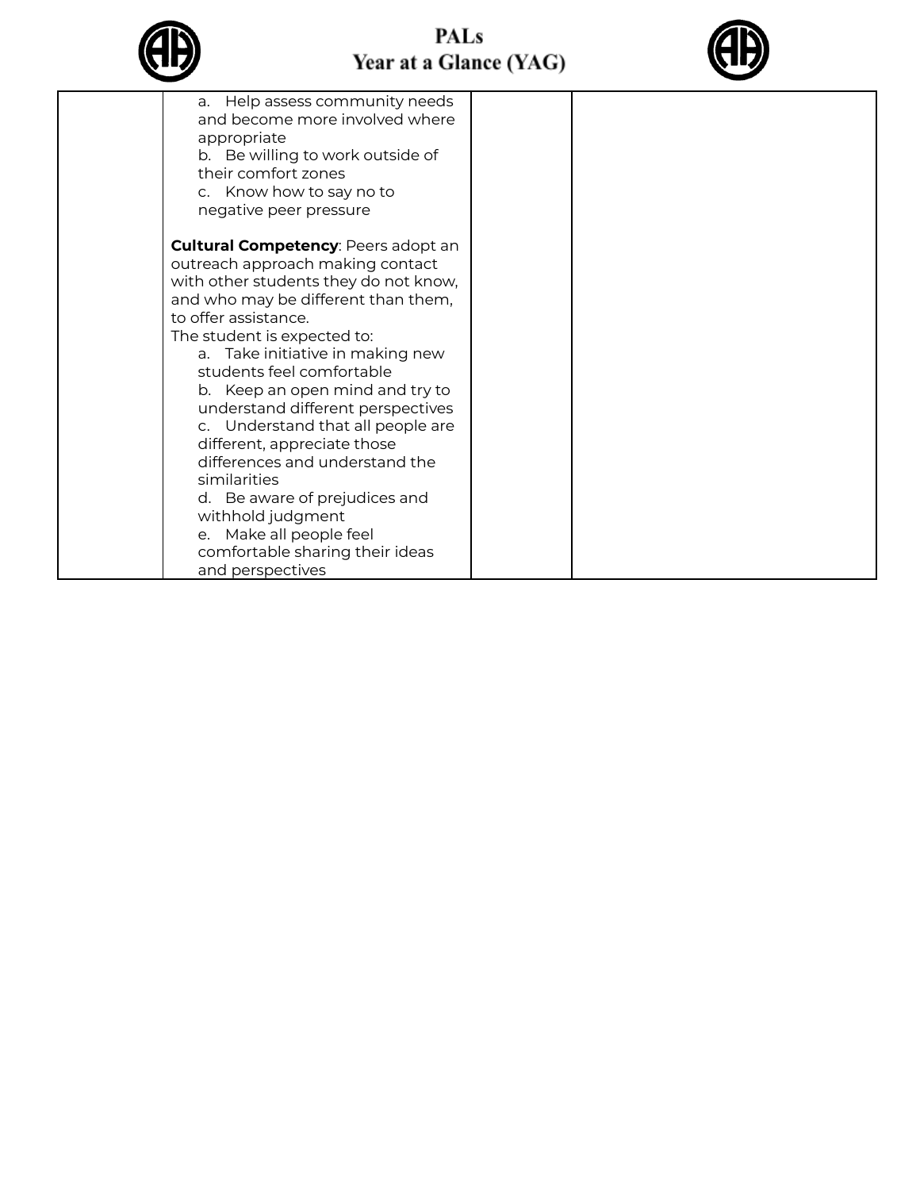| | | | |
|---|---|---|---|
| | a. Help assess community needs and become more involved where appropriate<br>b. Be willing to work outside of their comfort zones<br>c. Know how to say no to negative peer pressure<br><br>**Cultural Competency**: Peers adopt an outreach approach making contact with other students they do not know, and who may be different than them, to offer assistance.<br>The student is expected to:<br>a. Take initiative in making new students feel comfortable<br>b. Keep an open mind and try to understand different perspectives<br>c. Understand that all people are different, appreciate those differences and understand the similarities<br>d. Be aware of prejudices and withhold judgment<br>e. Make all people feel comfortable sharing their ideas and perspectives | | |